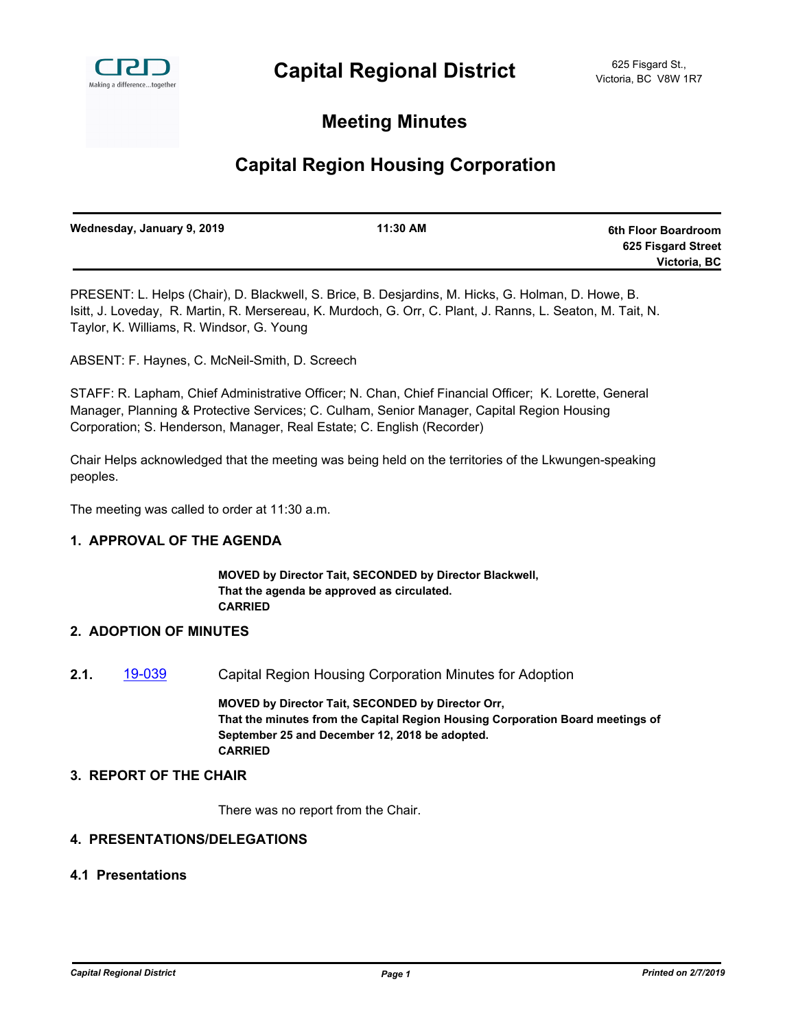# Capital Regional District

625 Fisgard St.,
Victoria, BC V8W 1R7

## Meeting Minutes

## Capital Region Housing Corporation

| | | |
|---|---|---|
| **Wednesday, January 9, 2019** | **11:30 AM** | **6th Floor Boardroom 625 Fisgard Street Victoria, BC** |

PRESENT: L. Helps (Chair), D. Blackwell, S. Brice, B. Desjardins, M. Hicks, G. Holman, D. Howe, B. Isitt, J. Loveday, R. Martin, R. Mersereau, K. Murdoch, G. Orr, C. Plant, J. Ranns, L. Seaton, M. Tait, N. Taylor, K. Williams, R. Windsor, G. Young

ABSENT: F. Haynes, C. McNeil-Smith, D. Screech

STAFF: R. Lapham, Chief Administrative Officer; N. Chan, Chief Financial Officer; K. Lorette, General Manager, Planning & Protective Services; C. Culham, Senior Manager, Capital Region Housing Corporation; S. Henderson, Manager, Real Estate; C. English (Recorder)

Chair Helps acknowledged that the meeting was being held on the territories of the Lkwungen-speaking peoples.

The meeting was called to order at 11:30 a.m.

### 1. APPROVAL OF THE AGENDA

**MOVED by Director Tait, SECONDED by Director Blackwell,**
**That the agenda be approved as circulated.**
**CARRIED**

### 2. ADOPTION OF MINUTES

**2.1.** 19-039 Capital Region Housing Corporation Minutes for Adoption

**MOVED by Director Tait, SECONDED by Director Orr,**
**That the minutes from the Capital Region Housing Corporation Board meetings of September 25 and December 12, 2018 be adopted.**
**CARRIED**

### 3. REPORT OF THE CHAIR

There was no report from the Chair.

### 4. PRESENTATIONS/DELEGATIONS

#### 4.1 Presentations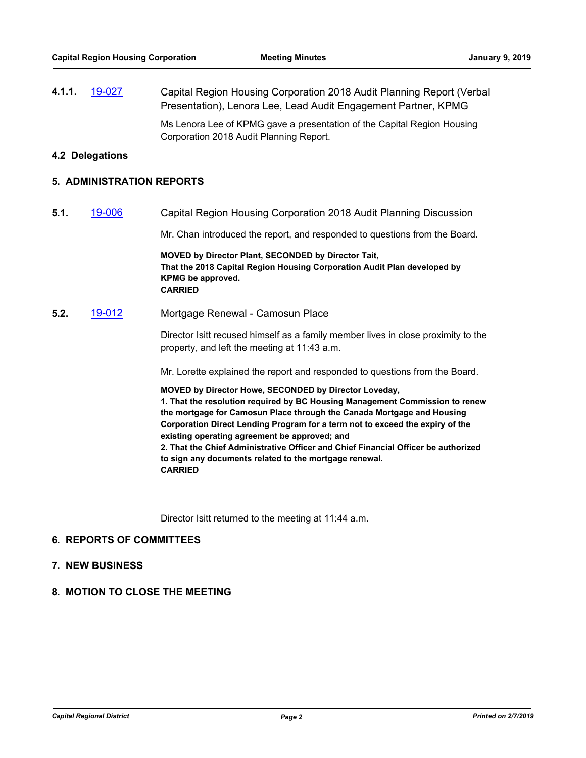**4.1.1.** [19-027](19-027) Capital Region Housing Corporation 2018 Audit Planning Report (Verbal Presentation), Lenora Lee, Lead Audit Engagement Partner, KPMG

Ms Lenora Lee of KPMG gave a presentation of the Capital Region Housing Corporation 2018 Audit Planning Report.

### 4.2 Delegations

## 5. ADMINISTRATION REPORTS

**5.1.** [19-006](19-006) Capital Region Housing Corporation 2018 Audit Planning Discussion

Mr. Chan introduced the report, and responded to questions from the Board.

**MOVED by Director Plant, SECONDED by Director Tait,**
**That the 2018 Capital Region Housing Corporation Audit Plan developed by KPMG be approved.**
**CARRIED**

**5.2.** [19-012](19-012) Mortgage Renewal - Camosun Place

Director Isitt recused himself as a family member lives in close proximity to the property, and left the meeting at 11:43 a.m.

Mr. Lorette explained the report and responded to questions from the Board.

**MOVED by Director Howe, SECONDED by Director Loveday,**
**1. That the resolution required by BC Housing Management Commission to renew the mortgage for Camosun Place through the Canada Mortgage and Housing Corporation Direct Lending Program for a term not to exceed the expiry of the existing operating agreement be approved; and**
**2. That the Chief Administrative Officer and Chief Financial Officer be authorized to sign any documents related to the mortgage renewal.**
**CARRIED**

Director Isitt returned to the meeting at 11:44 a.m.

## 6. REPORTS OF COMMITTEES

## 7. NEW BUSINESS

## 8. MOTION TO CLOSE THE MEETING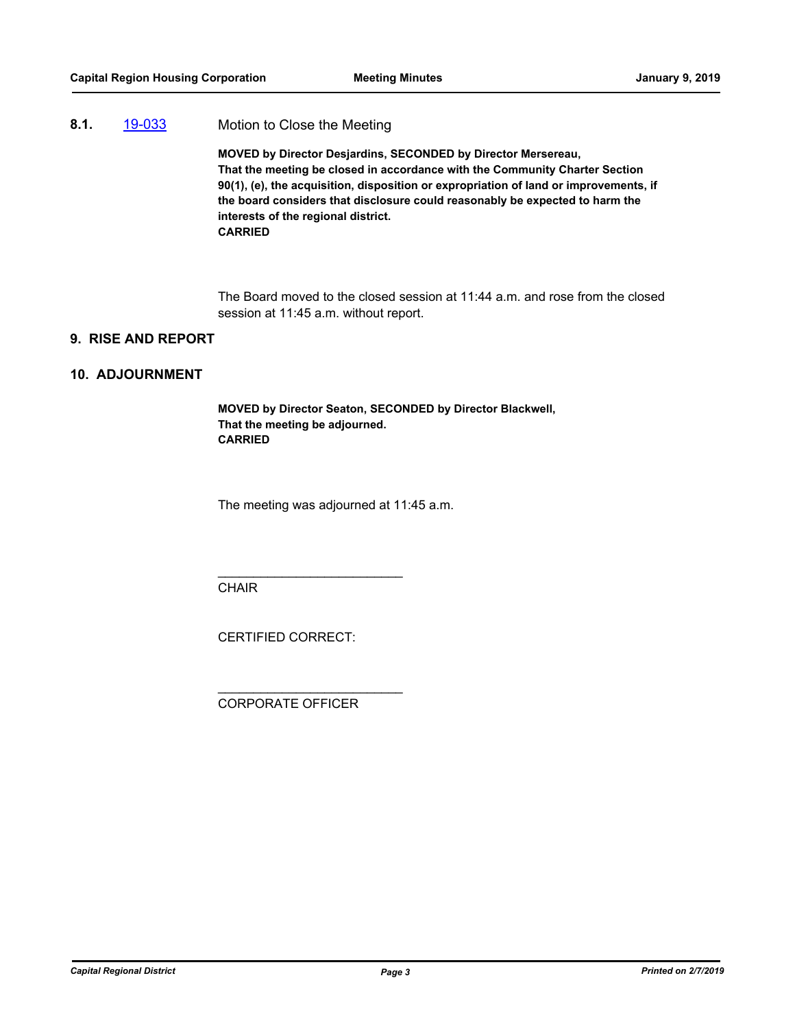**8.1.** 19-033 Motion to Close the Meeting

**MOVED by Director Desjardins, SECONDED by Director Mersereau,**
**That the meeting be closed in accordance with the Community Charter Section 90(1), (e), the acquisition, disposition or expropriation of land or improvements, if the board considers that disclosure could reasonably be expected to harm the interests of the regional district.**
**CARRIED**

The Board moved to the closed session at 11:44 a.m. and rose from the closed session at 11:45 a.m. without report.

## 9. RISE AND REPORT

## 10. ADJOURNMENT

**MOVED by Director Seaton, SECONDED by Director Blackwell,**
**That the meeting be adjourned.**
**CARRIED**

The meeting was adjourned at 11:45 a.m.

___________________________
CHAIR

CERTIFIED CORRECT:

___________________________
CORPORATE OFFICER